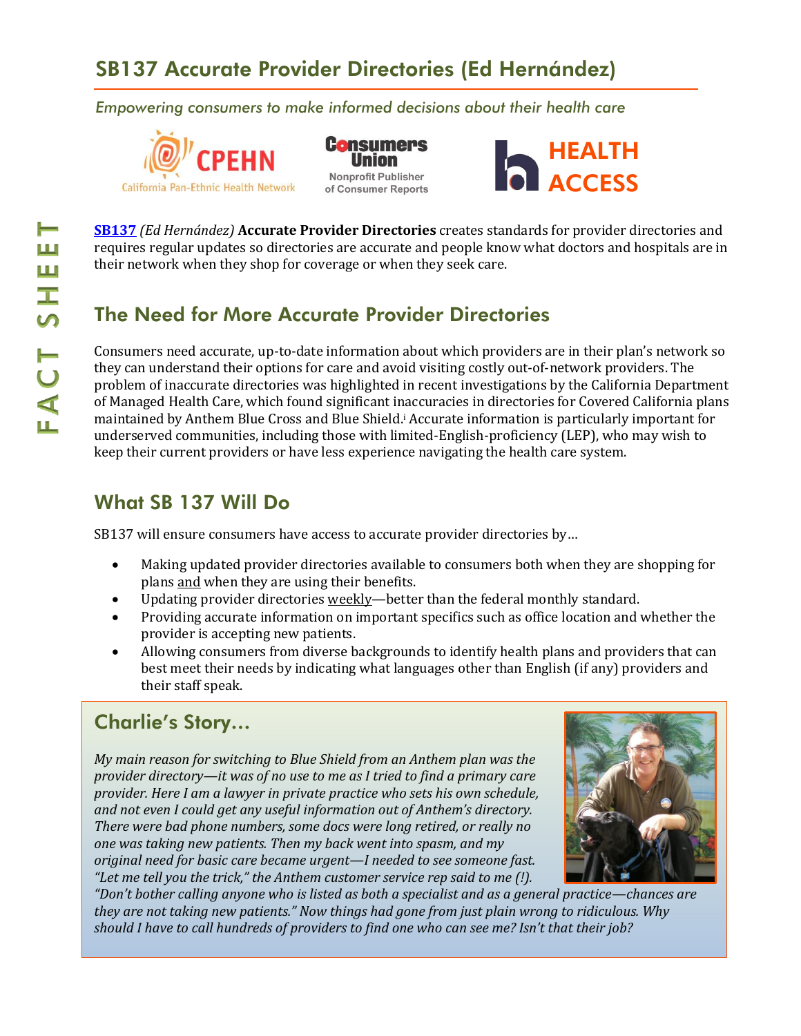# SB137 Accurate Provider Directories (Ed Hernández)

*Empowering consumers to make informed decisions about their health care*

CPEHN California Pan-Ethnic Health Network | Consumers Union Nonprofit Publisher of Consumer Reports | HEALTH ACCESS

FACT SHEET

**SB137** *(Ed Hernández)* **Accurate Provider Directories** creates standards for provider directories and requires regular updates so directories are accurate and people know what doctors and hospitals are in their network when they shop for coverage or when they seek care.

## The Need for More Accurate Provider Directories

Consumers need accurate, up-to-date information about which providers are in their plan's network so they can understand their options for care and avoid visiting costly out-of-network providers. The problem of inaccurate directories was highlighted in recent investigations by the California Department of Managed Health Care, which found significant inaccuracies in directories for Covered California plans maintained by Anthem Blue Cross and Blue Shield.[i] Accurate information is particularly important for underserved communities, including those with limited-English-proficiency (LEP), who may wish to keep their current providers or have less experience navigating the health care system.

## What SB 137 Will Do

SB137 will ensure consumers have access to accurate provider directories by…

- Making updated provider directories available to consumers both when they are shopping for plans and when they are using their benefits.
- Updating provider directories weekly—better than the federal monthly standard.
- Providing accurate information on important specifics such as office location and whether the provider is accepting new patients.
- Allowing consumers from diverse backgrounds to identify health plans and providers that can best meet their needs by indicating what languages other than English (if any) providers and their staff speak.

## Charlie's Story…

*My main reason for switching to Blue Shield from an Anthem plan was the provider directory—it was of no use to me as I tried to find a primary care provider. Here I am a lawyer in private practice who sets his own schedule, and not even I could get any useful information out of Anthem's directory. There were bad phone numbers, some docs were long retired, or really no one was taking new patients. Then my back went into spasm, and my original need for basic care became urgent—I needed to see someone fast. "Let me tell you the trick," the Anthem customer service rep said to me (!). "Don't bother calling anyone who is listed as both a specialist and as a general practice—chances are they are not taking new patients." Now things had gone from just plain wrong to ridiculous. Why should I have to call hundreds of providers to find one who can see me? Isn't that their job?*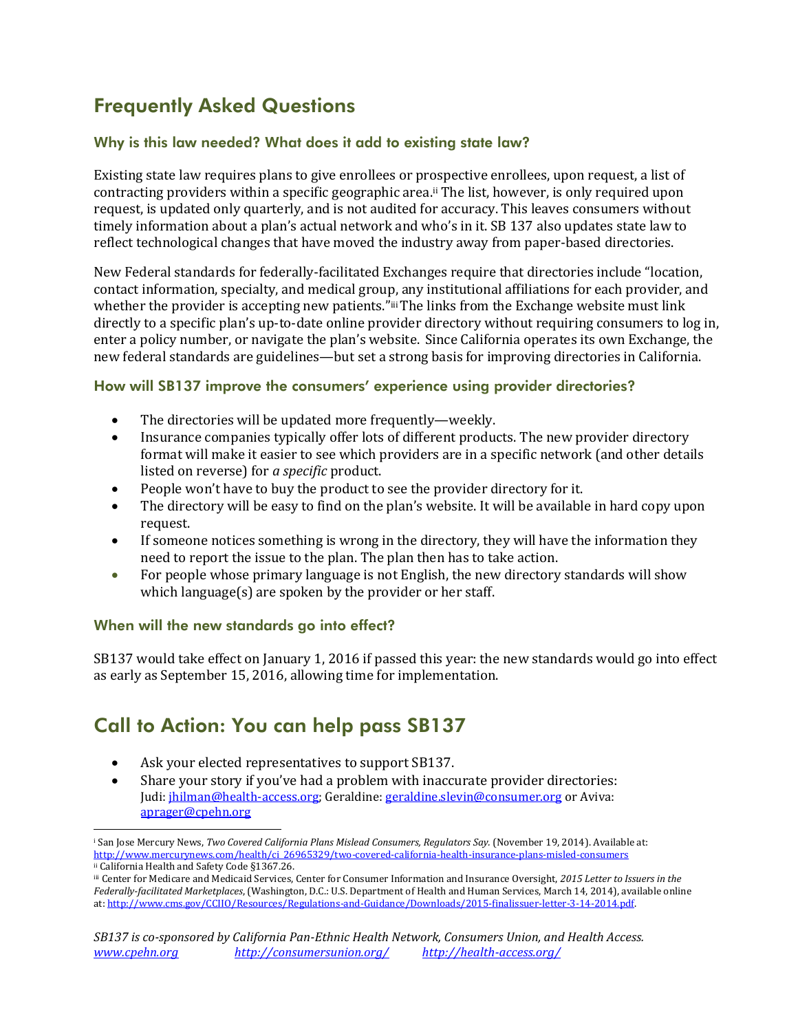## Frequently Asked Questions

### Why is this law needed? What does it add to existing state law?

Existing state law requires plans to give enrollees or prospective enrollees, upon request, a list of contracting providers within a specific geographic area.[ii] The list, however, is only required upon request, is updated only quarterly, and is not audited for accuracy. This leaves consumers without timely information about a plan's actual network and who's in it. SB 137 also updates state law to reflect technological changes that have moved the industry away from paper-based directories.

New Federal standards for federally-facilitated Exchanges require that directories include "location, contact information, specialty, and medical group, any institutional affiliations for each provider, and whether the provider is accepting new patients."[iii] The links from the Exchange website must link directly to a specific plan's up-to-date online provider directory without requiring consumers to log in, enter a policy number, or navigate the plan's website. Since California operates its own Exchange, the new federal standards are guidelines—but set a strong basis for improving directories in California.

### How will SB137 improve the consumers' experience using provider directories?

- The directories will be updated more frequently—weekly.
- Insurance companies typically offer lots of different products. The new provider directory format will make it easier to see which providers are in a specific network (and other details listed on reverse) for *a specific* product.
- People won't have to buy the product to see the provider directory for it.
- The directory will be easy to find on the plan's website. It will be available in hard copy upon request.
- If someone notices something is wrong in the directory, they will have the information they need to report the issue to the plan. The plan then has to take action.
- For people whose primary language is not English, the new directory standards will show which language(s) are spoken by the provider or her staff.

### When will the new standards go into effect?

SB137 would take effect on January 1, 2016 if passed this year: the new standards would go into effect as early as September 15, 2016, allowing time for implementation.

## Call to Action: You can help pass SB137

- Ask your elected representatives to support SB137.
- Share your story if you've had a problem with inaccurate provider directories: Judi: jhilman@health-access.org; Geraldine: geraldine.slevin@consumer.org or Aviva: aprager@cpehn.org

---

[i] San Jose Mercury News, *Two Covered California Plans Mislead Consumers, Regulators Say.* (November 19, 2014). Available at: http://www.mercurynews.com/health/ci_26965329/two-covered-california-health-insurance-plans-misled-consumers

[ii] California Health and Safety Code §1367.26.

[iii] Center for Medicare and Medicaid Services, Center for Consumer Information and Insurance Oversight, *2015 Letter to Issuers in the Federally-facilitated Marketplaces*, (Washington, D.C.: U.S. Department of Health and Human Services, March 14, 2014), available online at: http://www.cms.gov/CCIIO/Resources/Regulations-and-Guidance/Downloads/2015-finalissuer-letter-3-14-2014.pdf.

*SB137 is co-sponsored by California Pan-Ethnic Health Network, Consumers Union, and Health Access.*
*www.cpehn.org* *http://consumersunion.org/* *http://health-access.org/*